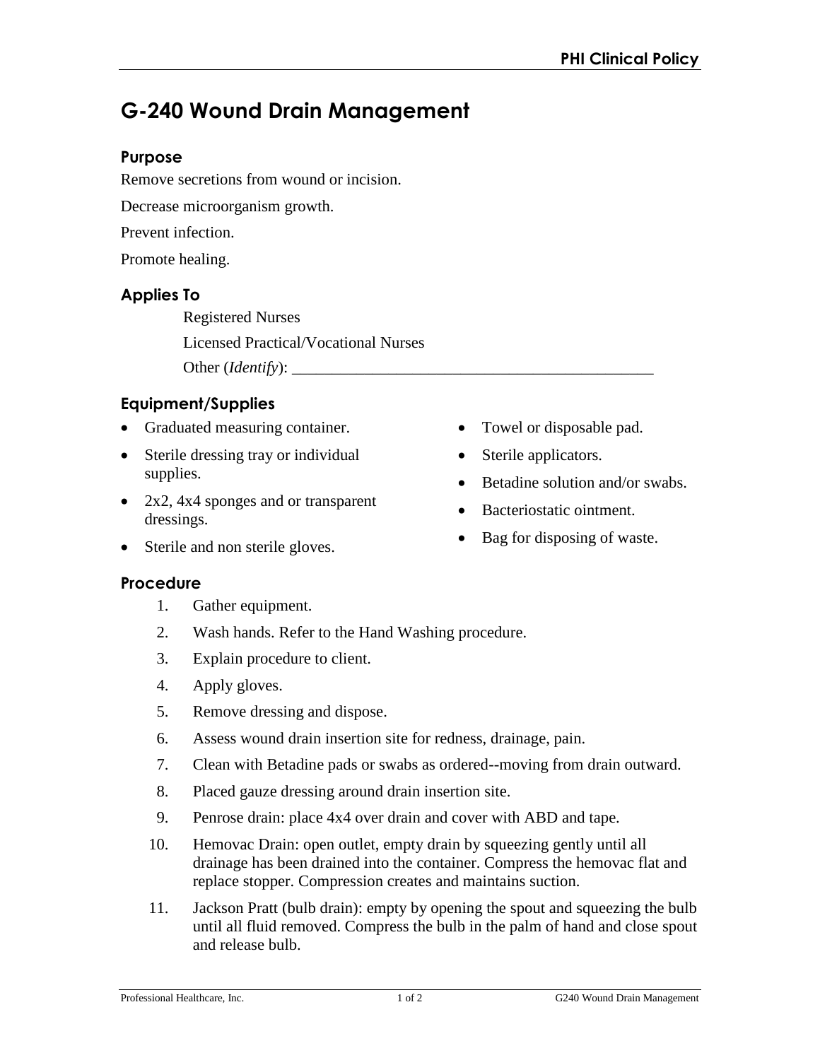# G-240 Wound Drain Management

## Purpose

Remove secretions from wound or incision.

Decrease microorganism growth.

Prevent infection.

Promote healing.

## Applies To

Registered Nurses

Licensed Practical/Vocational Nurses

Other (*Identify*): _______________________________________________

## Equipment/Supplies

- Graduated measuring container.
- Sterile dressing tray or individual supplies.
- 2x2, 4x4 sponges and or transparent dressings.
- Sterile and non sterile gloves.
- Towel or disposable pad.
- Sterile applicators.
- Betadine solution and/or swabs.
- Bacteriostatic ointment.
- Bag for disposing of waste.

## Procedure

1. Gather equipment.
2. Wash hands. Refer to the Hand Washing procedure.
3. Explain procedure to client.
4. Apply gloves.
5. Remove dressing and dispose.
6. Assess wound drain insertion site for redness, drainage, pain.
7. Clean with Betadine pads or swabs as ordered--moving from drain outward.
8. Placed gauze dressing around drain insertion site.
9. Penrose drain: place 4x4 over drain and cover with ABD and tape.
10. Hemovac Drain: open outlet, empty drain by squeezing gently until all drainage has been drained into the container. Compress the hemovac flat and replace stopper. Compression creates and maintains suction.
11. Jackson Pratt (bulb drain): empty by opening the spout and squeezing the bulb until all fluid removed. Compress the bulb in the palm of hand and close spout and release bulb.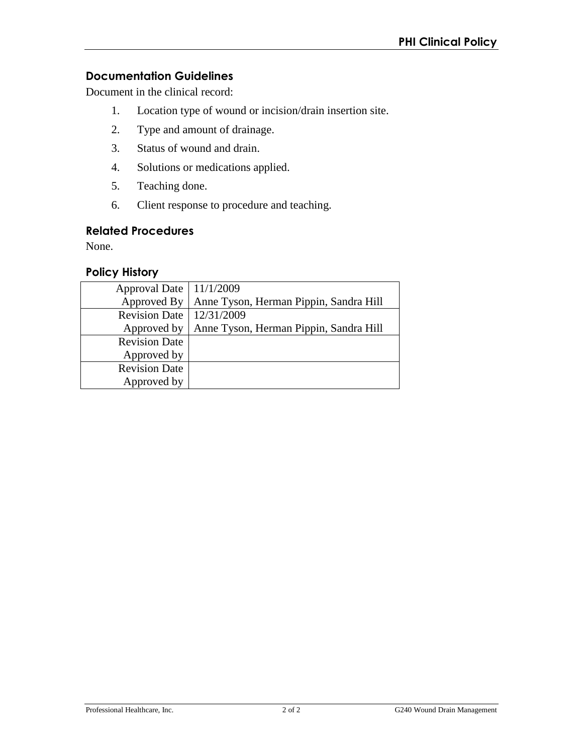## Documentation Guidelines

Document in the clinical record:

1. Location type of wound or incision/drain insertion site.
2. Type and amount of drainage.
3. Status of wound and drain.
4. Solutions or medications applied.
5. Teaching done.
6. Client response to procedure and teaching.

## Related Procedures

None.

## Policy History

| | |
|---|---|
| Approval Date | 11/1/2009 |
| Approved By | Anne Tyson, Herman Pippin, Sandra Hill |
| Revision Date | 12/31/2009 |
| Approved by | Anne Tyson, Herman Pippin, Sandra Hill |
| Revision Date | |
| Approved by | |
| Revision Date | |
| Approved by | |